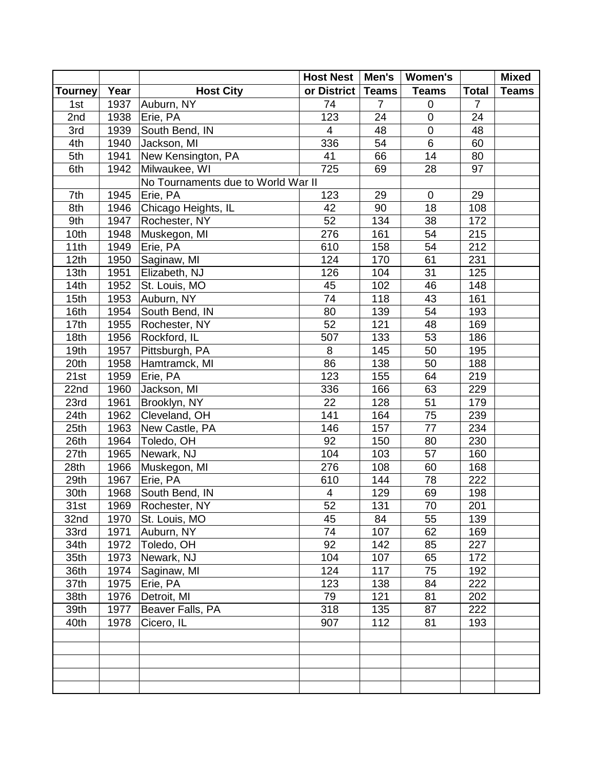| Tourney | Year | Host City | Host Nest or District | Men's Teams | Women's Teams | Total | Mixed Teams |
|---|---|---|---|---|---|---|---|
| 1st | 1937 | Auburn, NY | 74 | 7 | 0 | 7 | |
| 2nd | 1938 | Erie, PA | 123 | 24 | 0 | 24 | |
| 3rd | 1939 | South Bend, IN | 4 | 48 | 0 | 48 | |
| 4th | 1940 | Jackson, MI | 336 | 54 | 6 | 60 | |
| 5th | 1941 | New Kensington, PA | 41 | 66 | 14 | 80 | |
| 6th | 1942 | Milwaukee, WI | 725 | 69 | 28 | 97 | |
| | | No Tournaments due to World War II | | | | | |
| 7th | 1945 | Erie, PA | 123 | 29 | 0 | 29 | |
| 8th | 1946 | Chicago Heights, IL | 42 | 90 | 18 | 108 | |
| 9th | 1947 | Rochester, NY | 52 | 134 | 38 | 172 | |
| 10th | 1948 | Muskegon, MI | 276 | 161 | 54 | 215 | |
| 11th | 1949 | Erie, PA | 610 | 158 | 54 | 212 | |
| 12th | 1950 | Saginaw, MI | 124 | 170 | 61 | 231 | |
| 13th | 1951 | Elizabeth, NJ | 126 | 104 | 31 | 125 | |
| 14th | 1952 | St. Louis, MO | 45 | 102 | 46 | 148 | |
| 15th | 1953 | Auburn, NY | 74 | 118 | 43 | 161 | |
| 16th | 1954 | South Bend, IN | 80 | 139 | 54 | 193 | |
| 17th | 1955 | Rochester, NY | 52 | 121 | 48 | 169 | |
| 18th | 1956 | Rockford, IL | 507 | 133 | 53 | 186 | |
| 19th | 1957 | Pittsburgh, PA | 8 | 145 | 50 | 195 | |
| 20th | 1958 | Hamtramck, MI | 86 | 138 | 50 | 188 | |
| 21st | 1959 | Erie, PA | 123 | 155 | 64 | 219 | |
| 22nd | 1960 | Jackson, MI | 336 | 166 | 63 | 229 | |
| 23rd | 1961 | Brooklyn, NY | 22 | 128 | 51 | 179 | |
| 24th | 1962 | Cleveland, OH | 141 | 164 | 75 | 239 | |
| 25th | 1963 | New Castle, PA | 146 | 157 | 77 | 234 | |
| 26th | 1964 | Toledo, OH | 92 | 150 | 80 | 230 | |
| 27th | 1965 | Newark, NJ | 104 | 103 | 57 | 160 | |
| 28th | 1966 | Muskegon, MI | 276 | 108 | 60 | 168 | |
| 29th | 1967 | Erie, PA | 610 | 144 | 78 | 222 | |
| 30th | 1968 | South Bend, IN | 4 | 129 | 69 | 198 | |
| 31st | 1969 | Rochester, NY | 52 | 131 | 70 | 201 | |
| 32nd | 1970 | St. Louis, MO | 45 | 84 | 55 | 139 | |
| 33rd | 1971 | Auburn, NY | 74 | 107 | 62 | 169 | |
| 34th | 1972 | Toledo, OH | 92 | 142 | 85 | 227 | |
| 35th | 1973 | Newark, NJ | 104 | 107 | 65 | 172 | |
| 36th | 1974 | Saginaw, MI | 124 | 117 | 75 | 192 | |
| 37th | 1975 | Erie, PA | 123 | 138 | 84 | 222 | |
| 38th | 1976 | Detroit, MI | 79 | 121 | 81 | 202 | |
| 39th | 1977 | Beaver Falls, PA | 318 | 135 | 87 | 222 | |
| 40th | 1978 | Cicero, IL | 907 | 112 | 81 | 193 | |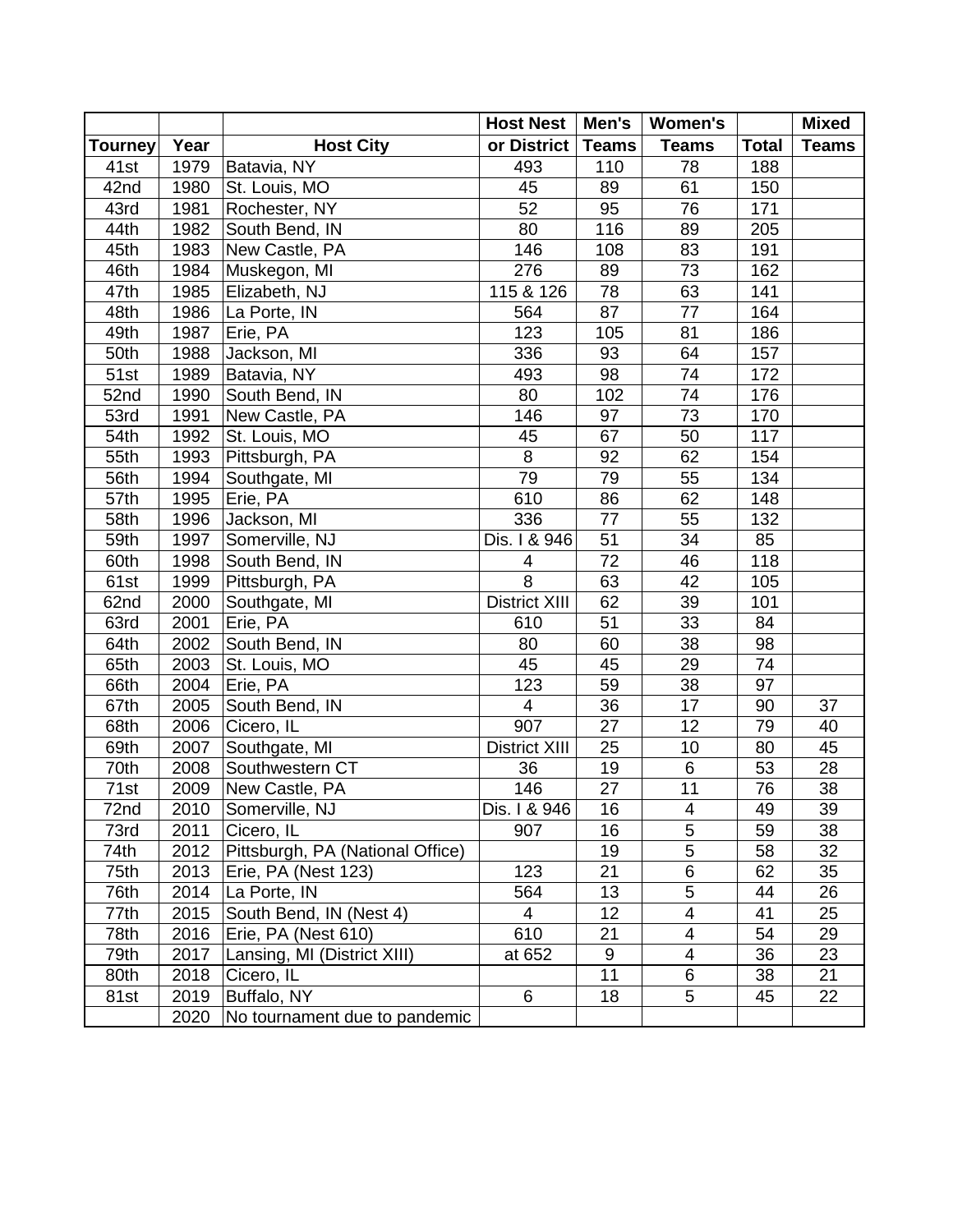| Tourney | Year | Host City | Host Nest or District | Men's Teams | Women's Teams | Total | Mixed Teams |
|---|---|---|---|---|---|---|---|
| 41st | 1979 | Batavia, NY | 493 | 110 | 78 | 188 | |
| 42nd | 1980 | St. Louis, MO | 45 | 89 | 61 | 150 | |
| 43rd | 1981 | Rochester, NY | 52 | 95 | 76 | 171 | |
| 44th | 1982 | South Bend, IN | 80 | 116 | 89 | 205 | |
| 45th | 1983 | New Castle, PA | 146 | 108 | 83 | 191 | |
| 46th | 1984 | Muskegon, MI | 276 | 89 | 73 | 162 | |
| 47th | 1985 | Elizabeth, NJ | 115 & 126 | 78 | 63 | 141 | |
| 48th | 1986 | La Porte, IN | 564 | 87 | 77 | 164 | |
| 49th | 1987 | Erie, PA | 123 | 105 | 81 | 186 | |
| 50th | 1988 | Jackson, MI | 336 | 93 | 64 | 157 | |
| 51st | 1989 | Batavia, NY | 493 | 98 | 74 | 172 | |
| 52nd | 1990 | South Bend, IN | 80 | 102 | 74 | 176 | |
| 53rd | 1991 | New Castle, PA | 146 | 97 | 73 | 170 | |
| 54th | 1992 | St. Louis, MO | 45 | 67 | 50 | 117 | |
| 55th | 1993 | Pittsburgh, PA | 8 | 92 | 62 | 154 | |
| 56th | 1994 | Southgate, MI | 79 | 79 | 55 | 134 | |
| 57th | 1995 | Erie, PA | 610 | 86 | 62 | 148 | |
| 58th | 1996 | Jackson, MI | 336 | 77 | 55 | 132 | |
| 59th | 1997 | Somerville, NJ | Dis. I & 946 | 51 | 34 | 85 | |
| 60th | 1998 | South Bend, IN | 4 | 72 | 46 | 118 | |
| 61st | 1999 | Pittsburgh, PA | 8 | 63 | 42 | 105 | |
| 62nd | 2000 | Southgate, MI | District XIII | 62 | 39 | 101 | |
| 63rd | 2001 | Erie, PA | 610 | 51 | 33 | 84 | |
| 64th | 2002 | South Bend, IN | 80 | 60 | 38 | 98 | |
| 65th | 2003 | St. Louis, MO | 45 | 45 | 29 | 74 | |
| 66th | 2004 | Erie, PA | 123 | 59 | 38 | 97 | |
| 67th | 2005 | South Bend, IN | 4 | 36 | 17 | 90 | 37 |
| 68th | 2006 | Cicero, IL | 907 | 27 | 12 | 79 | 40 |
| 69th | 2007 | Southgate, MI | District XIII | 25 | 10 | 80 | 45 |
| 70th | 2008 | Southwestern CT | 36 | 19 | 6 | 53 | 28 |
| 71st | 2009 | New Castle, PA | 146 | 27 | 11 | 76 | 38 |
| 72nd | 2010 | Somerville, NJ | Dis. I & 946 | 16 | 4 | 49 | 39 |
| 73rd | 2011 | Cicero, IL | 907 | 16 | 5 | 59 | 38 |
| 74th | 2012 | Pittsburgh, PA (National Office) | | 19 | 5 | 58 | 32 |
| 75th | 2013 | Erie, PA (Nest 123) | 123 | 21 | 6 | 62 | 35 |
| 76th | 2014 | La Porte, IN | 564 | 13 | 5 | 44 | 26 |
| 77th | 2015 | South Bend, IN (Nest 4) | 4 | 12 | 4 | 41 | 25 |
| 78th | 2016 | Erie, PA (Nest 610) | 610 | 21 | 4 | 54 | 29 |
| 79th | 2017 | Lansing, MI (District XIII) | at 652 | 9 | 4 | 36 | 23 |
| 80th | 2018 | Cicero, IL | | 11 | 6 | 38 | 21 |
| 81st | 2019 | Buffalo, NY | 6 | 18 | 5 | 45 | 22 |
| | 2020 | No tournament due to pandemic | | | | | |